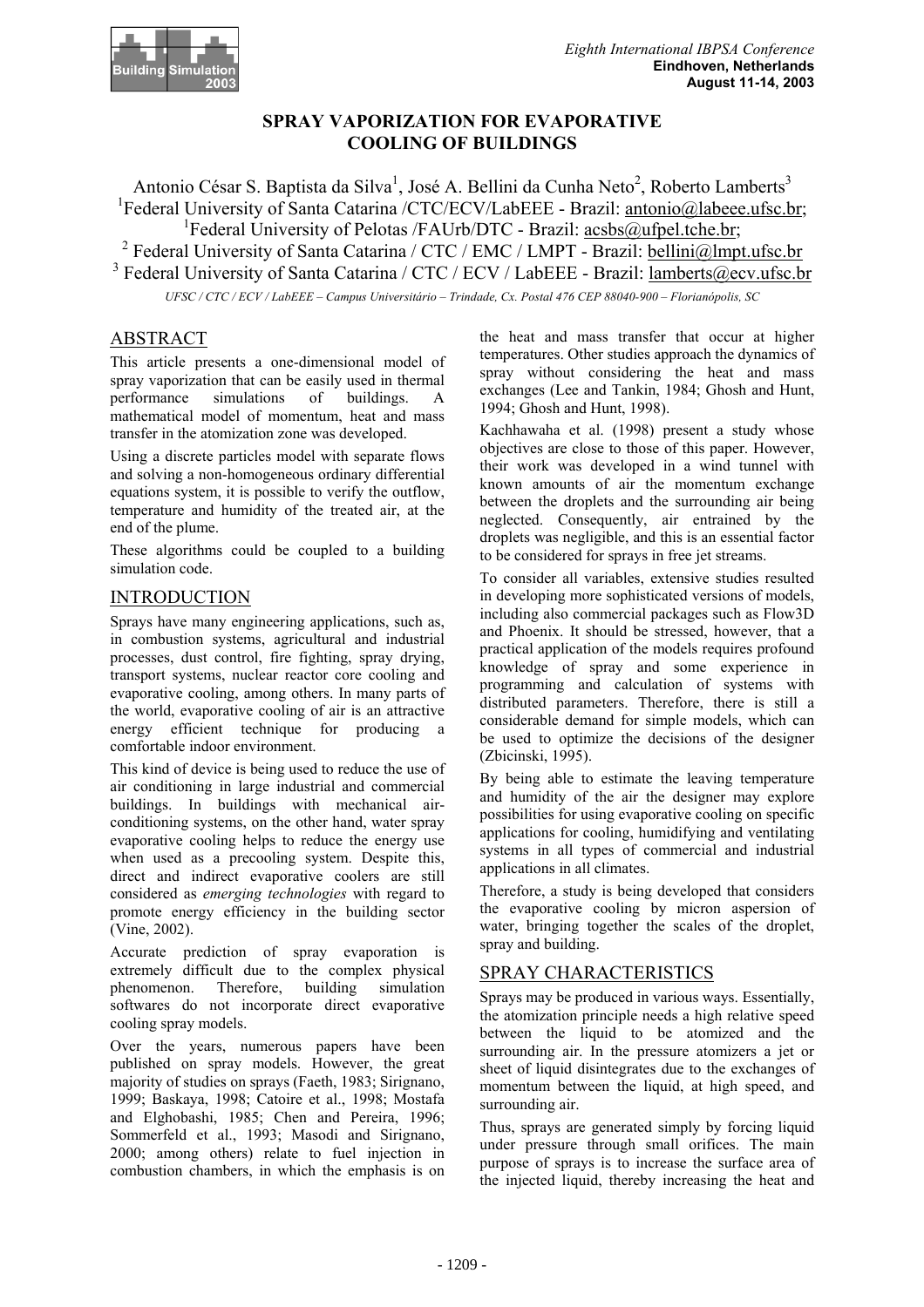# SPRAY VAPORIZATION FOR EVAPORATIVE COOLING OF BUILDINGS

Antonio César S. Baptista da Silva[1], José A. Bellini da Cunha Neto[2], Roberto Lamberts[3]

[1]Federal University of Santa Catarina /CTC/ECV/LabEEE - Brazil: antonio@labeee.ufsc.br;

[1]Federal University of Pelotas /FAUrb/DTC - Brazil: acsbs@ufpel.tche.br;

[2] Federal University of Santa Catarina / CTC / EMC / LMPT - Brazil: bellini@lmpt.ufsc.br

[3] Federal University of Santa Catarina / CTC / ECV / LabEEE - Brazil: lamberts@ecv.ufsc.br

*UFSC / CTC / ECV / LabEEE – Campus Universitário – Trindade, Cx. Postal 476 CEP 88040-900 – Florianópolis, SC*

## ABSTRACT

This article presents a one-dimensional model of spray vaporization that can be easily used in thermal performance simulations of buildings. A mathematical model of momentum, heat and mass transfer in the atomization zone was developed.

Using a discrete particles model with separate flows and solving a non-homogeneous ordinary differential equations system, it is possible to verify the outflow, temperature and humidity of the treated air, at the end of the plume.

These algorithms could be coupled to a building simulation code.

## INTRODUCTION

Sprays have many engineering applications, such as, in combustion systems, agricultural and industrial processes, dust control, fire fighting, spray drying, transport systems, nuclear reactor core cooling and evaporative cooling, among others. In many parts of the world, evaporative cooling of air is an attractive energy efficient technique for producing a comfortable indoor environment.

This kind of device is being used to reduce the use of air conditioning in large industrial and commercial buildings. In buildings with mechanical air-conditioning systems, on the other hand, water spray evaporative cooling helps to reduce the energy use when used as a precooling system. Despite this, direct and indirect evaporative coolers are still considered as *emerging technologies* with regard to promote energy efficiency in the building sector (Vine, 2002).

Accurate prediction of spray evaporation is extremely difficult due to the complex physical phenomenon. Therefore, building simulation softwares do not incorporate direct evaporative cooling spray models.

Over the years, numerous papers have been published on spray models. However, the great majority of studies on sprays (Faeth, 1983; Sirignano, 1999; Baskaya, 1998; Catoire et al., 1998; Mostafa and Elghobashi, 1985; Chen and Pereira, 1996; Sommerfeld et al., 1993; Masodi and Sirignano, 2000; among others) relate to fuel injection in combustion chambers, in which the emphasis is on the heat and mass transfer that occur at higher temperatures. Other studies approach the dynamics of spray without considering the heat and mass exchanges (Lee and Tankin, 1984; Ghosh and Hunt, 1994; Ghosh and Hunt, 1998).

Kachhawaha et al. (1998) present a study whose objectives are close to those of this paper. However, their work was developed in a wind tunnel with known amounts of air the momentum exchange between the droplets and the surrounding air being neglected. Consequently, air entrained by the droplets was negligible, and this is an essential factor to be considered for sprays in free jet streams.

To consider all variables, extensive studies resulted in developing more sophisticated versions of models, including also commercial packages such as Flow3D and Phoenix. It should be stressed, however, that a practical application of the models requires profound knowledge of spray and some experience in programming and calculation of systems with distributed parameters. Therefore, there is still a considerable demand for simple models, which can be used to optimize the decisions of the designer (Zbicinski, 1995).

By being able to estimate the leaving temperature and humidity of the air the designer may explore possibilities for using evaporative cooling on specific applications for cooling, humidifying and ventilating systems in all types of commercial and industrial applications in all climates.

Therefore, a study is being developed that considers the evaporative cooling by micron aspersion of water, bringing together the scales of the droplet, spray and building.

## SPRAY CHARACTERISTICS

Sprays may be produced in various ways. Essentially, the atomization principle needs a high relative speed between the liquid to be atomized and the surrounding air. In the pressure atomizers a jet or sheet of liquid disintegrates due to the exchanges of momentum between the liquid, at high speed, and surrounding air.

Thus, sprays are generated simply by forcing liquid under pressure through small orifices. The main purpose of sprays is to increase the surface area of the injected liquid, thereby increasing the heat and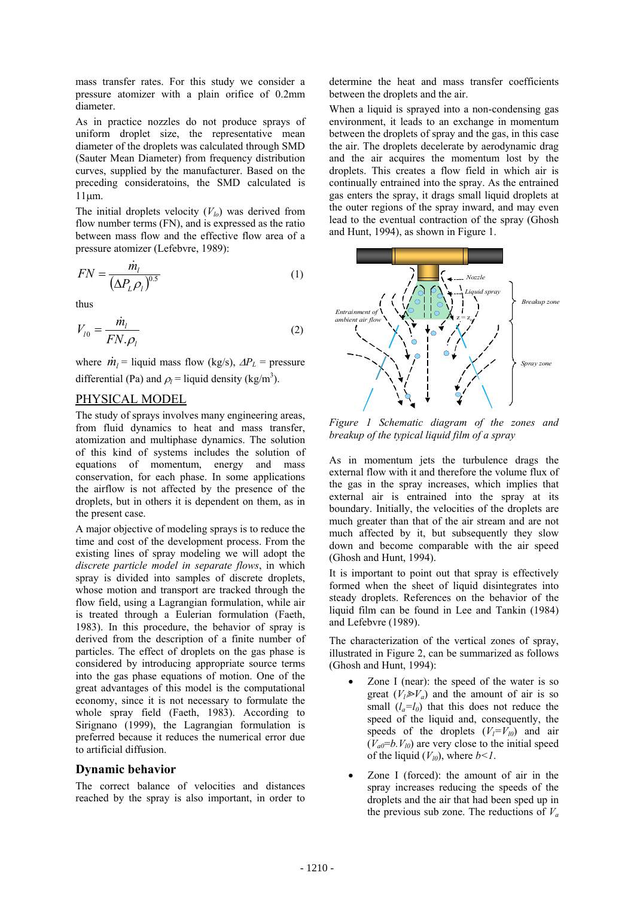mass transfer rates. For this study we consider a pressure atomizer with a plain orifice of 0.2mm diameter.

As in practice nozzles do not produce sprays of uniform droplet size, the representative mean diameter of the droplets was calculated through SMD (Sauter Mean Diameter) from frequency distribution curves, supplied by the manufacturer. Based on the preceding consideratoins, the SMD calculated is 11μm.

The initial droplets velocity ($V_{lo}$) was derived from flow number terms (FN), and is expressed as the ratio between mass flow and the effective flow area of a pressure atomizer (Lefebvre, 1989):

$$FN = \frac{\dot{m}_l}{\left(\Delta P_L \rho_l\right)^{0.5}} \tag{1}$$

thus

$$V_{l0} = \frac{\dot{m}_l}{FN.\rho_l} \tag{2}$$

where $\dot{m}_l$ = liquid mass flow (kg/s), $\Delta P_L$ = pressure differential (Pa) and $\rho_l$ = liquid density (kg/m$^3$).

## PHYSICAL MODEL

The study of sprays involves many engineering areas, from fluid dynamics to heat and mass transfer, atomization and multiphase dynamics. The solution of this kind of systems includes the solution of equations of momentum, energy and mass conservation, for each phase. In some applications the airflow is not affected by the presence of the droplets, but in others it is dependent on them, as in the present case.

A major objective of modeling sprays is to reduce the time and cost of the development process. From the existing lines of spray modeling we will adopt the *discrete particle model in separate flows*, in which spray is divided into samples of discrete droplets, whose motion and transport are tracked through the flow field, using a Lagrangian formulation, while air is treated through a Eulerian formulation (Faeth, 1983). In this procedure, the behavior of spray is derived from the description of a finite number of particles. The effect of droplets on the gas phase is considered by introducing appropriate source terms into the gas phase equations of motion. One of the great advantages of this model is the computational economy, since it is not necessary to formulate the whole spray field (Faeth, 1983). According to Sirignano (1999), the Lagrangian formulation is preferred because it reduces the numerical error due to artificial diffusion.

### Dynamic behavior

The correct balance of velocities and distances reached by the spray is also important, in order to determine the heat and mass transfer coefficients between the droplets and the air.

When a liquid is sprayed into a non-condensing gas environment, it leads to an exchange in momentum between the droplets of spray and the gas, in this case the air. The droplets decelerate by aerodynamic drag and the air acquires the momentum lost by the droplets. This creates a flow field in which air is continually entrained into the spray. As the entrained gas enters the spray, it drags small liquid droplets at the outer regions of the spray inward, and may even lead to the eventual contraction of the spray (Ghosh and Hunt, 1994), as shown in Figure 1.

*Figure 1 Schematic diagram of the zones and breakup of the typical liquid film of a spray*

As in momentum jets the turbulence drags the external flow with it and therefore the volume flux of the gas in the spray increases, which implies that external air is entrained into the spray at its boundary. Initially, the velocities of the droplets are much greater than that of the air stream and are not much affected by it, but subsequently they slow down and become comparable with the air speed (Ghosh and Hunt, 1994).

It is important to point out that spray is effectively formed when the sheet of liquid disintegrates into steady droplets. References on the behavior of the liquid film can be found in Lee and Tankin (1984) and Lefebvre (1989).

The characterization of the vertical zones of spray, illustrated in Figure 2, can be summarized as follows (Ghosh and Hunt, 1994):

- Zone I (near): the speed of the water is so great ($V_l \gg V_a$) and the amount of air is so small ($l_a$=$l_0$) that this does not reduce the speed of the liquid and, consequently, the speeds of the droplets ($V_l$=$V_{l0}$) and air ($V_{a0}$=$b.V_{l0}$) are very close to the initial speed of the liquid ($V_{l0}$), where $b<1$.
- Zone I (forced): the amount of air in the spray increases reducing the speeds of the droplets and the air that had been sped up in the previous sub zone. The reductions of $V_a$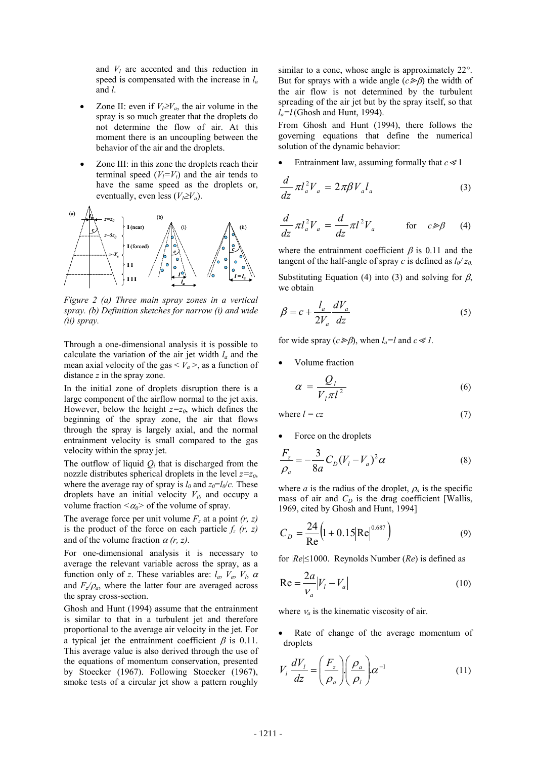and $V_l$ are accented and this reduction in speed is compensated with the increase in $l_a$ and $l$.

- Zone II: even if $V_l \geq V_a$, the air volume in the spray is so much greater that the droplets do not determine the flow of air. At this moment there is an uncoupling between the behavior of the air and the droplets.
- Zone III: in this zone the droplets reach their terminal speed ($V_l = V_t$) and the air tends to have the same speed as the droplets or, eventually, even less ($V_l \geq V_a$).

*Figure 2 (a) Three main spray zones in a vertical spray. (b) Definition sketches for narrow (i) and wide (ii) spray.*

Through a one-dimensional analysis it is possible to calculate the variation of the air jet width $l_a$ and the mean axial velocity of the gas $< V_a >$, as a function of distance $z$ in the spray zone.

In the initial zone of droplets disruption there is a large component of the airflow normal to the jet axis. However, below the height $z=z_0$, which defines the beginning of the spray zone, the air that flows through the spray is largely axial, and the normal entrainment velocity is small compared to the gas velocity within the spray jet.

The outflow of liquid $Q_l$ that is discharged from the nozzle distributes spherical droplets in the level $z=z_0$, where the average ray of spray is $l_0$ and $z_0 = l_0/c$. These droplets have an initial velocity $V_{l0}$ and occupy a volume fraction $<\alpha_0>$ of the volume of spray.

The average force per unit volume $F_z$ at a point $(r, z)$ is the product of the force on each particle $f_z$ $(r, z)$ and of the volume fraction $\alpha$ $(r, z)$.

For one-dimensional analysis it is necessary to average the relevant variable across the spray, as a function only of $z$. These variables are: $l_a$, $V_a$, $V_l$, $\alpha$ and $F_z/\rho_a$, where the latter four are averaged across the spray cross-section.

Ghosh and Hunt (1994) assume that the entrainment is similar to that in a turbulent jet and therefore proportional to the average air velocity in the jet. For a typical jet the entrainment coefficient $\beta$ is 0.11. This average value is also derived through the use of the equations of momentum conservation, presented by Stoecker (1967). Following Stoecker (1967), smoke tests of a circular jet show a pattern roughly similar to a cone, whose angle is approximately 22°. But for sprays with a wide angle ($c \gg \beta$) the width of the air flow is not determined by the turbulent spreading of the air jet but by the spray itself, so that $l_a = l$ (Ghosh and Hunt, 1994).

From Ghosh and Hunt (1994), there follows the governing equations that define the numerical solution of the dynamic behavior:

- Entrainment law, assuming formally that $c \ll 1$

$$\frac{d}{dz}\pi l_a^2 V_a = 2\pi\beta V_a l_a \tag{3}$$

$$\frac{d}{dz}\pi l_a^2 V_a = \frac{d}{dz}\pi l^2 V_a \qquad \text{for} \quad c \gg \beta \tag{4}$$

where the entrainment coefficient $\beta$ is 0.11 and the tangent of the half-angle of spray $c$ is defined as $l_0/z_0$.

Substituting Equation (4) into (3) and solving for $\beta$, we obtain

$$\beta = c + \frac{l_a}{2V_a}\frac{dV_a}{dz} \tag{5}$$

for wide spray ($c \gg \beta$), when $l_a = l$ and $c \ll 1$.

- Volume fraction

$$\alpha = \frac{Q_l}{V_l \pi l^2} \tag{6}$$

where $l = cz$ (7)

- Force on the droplets

$$\frac{F_z}{\rho_a} = -\frac{3}{8a}C_D (V_l - V_a)^2 \alpha \tag{8}$$

where $a$ is the radius of the droplet, $\rho_a$ is the specific mass of air and $C_D$ is the drag coefficient [Wallis, 1969, cited by Ghosh and Hunt, 1994]

$$C_D = \frac{24}{\mathrm{Re}}\left(1 + 0.15\left|\mathrm{Re}\right|^{0.687}\right) \tag{9}$$

for $|Re| \leq 1000$. Reynolds Number ($Re$) is defined as

$$\mathrm{Re} = \frac{2a}{\nu_a}\left|V_l - V_a\right| \tag{10}$$

where $\nu_a$ is the kinematic viscosity of air.

- Rate of change of the average momentum of droplets

$$V_l \frac{dV_l}{dz} = \left(\frac{F_z}{\rho_a}\right) \cdot \left(\frac{\rho_a}{\rho_l}\right) \cdot \alpha^{-1} \tag{11}$$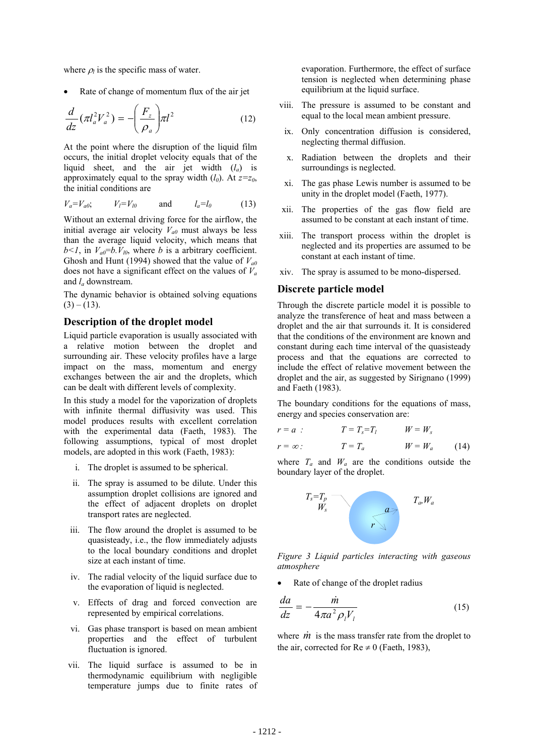where $\rho_l$ is the specific mass of water.

- Rate of change of momentum flux of the air jet

$$\frac{d}{dz}(\pi l_a^2 V_a^2) = -\left(\frac{F_z}{\rho_a}\right)\pi l^2 \tag{12}$$

At the point where the disruption of the liquid film occurs, the initial droplet velocity equals that of the liquid sheet, and the air jet width ($l_a$) is approximately equal to the spray width ($l_0$). At $z=z_0$, the initial conditions are

$$V_a=V_{a0}; \qquad V_l=V_{l0} \qquad \text{and} \qquad l_a=l_0 \tag{13}$$

Without an external driving force for the airflow, the initial average air velocity $V_{a0}$ must always be less than the average liquid velocity, which means that $b<1$, in $V_{a0}=b.V_{l0}$, where $b$ is a arbitrary coefficient. Ghosh and Hunt (1994) showed that the value of $V_{a0}$ does not have a significant effect on the values of $V_a$ and $l_a$ downstream.

The dynamic behavior is obtained solving equations (3) – (13).

## Description of the droplet model

Liquid particle evaporation is usually associated with a relative motion between the droplet and surrounding air. These velocity profiles have a large impact on the mass, momentum and energy exchanges between the air and the droplets, which can be dealt with different levels of complexity.

In this study a model for the vaporization of droplets with infinite thermal diffusivity was used. This model produces results with excellent correlation with the experimental data (Faeth, 1983). The following assumptions, typical of most droplet models, are adopted in this work (Faeth, 1983):

i. The droplet is assumed to be spherical.

ii. The spray is assumed to be dilute. Under this assumption droplet collisions are ignored and the effect of adjacent droplets on droplet transport rates are neglected.

iii. The flow around the droplet is assumed to be quasisteady, i.e., the flow immediately adjusts to the local boundary conditions and droplet size at each instant of time.

iv. The radial velocity of the liquid surface due to the evaporation of liquid is neglected.

v. Effects of drag and forced convection are represented by empirical correlations.

vi. Gas phase transport is based on mean ambient properties and the effect of turbulent fluctuation is ignored.

vii. The liquid surface is assumed to be in thermodynamic equilibrium with negligible temperature jumps due to finite rates of evaporation. Furthermore, the effect of surface tension is neglected when determining phase equilibrium at the liquid surface.

viii. The pressure is assumed to be constant and equal to the local mean ambient pressure.

ix. Only concentration diffusion is considered, neglecting thermal diffusion.

x. Radiation between the droplets and their surroundings is neglected.

xi. The gas phase Lewis number is assumed to be unity in the droplet model (Faeth, 1977).

xii. The properties of the gas flow field are assumed to be constant at each instant of time.

xiii. The transport process within the droplet is neglected and its properties are assumed to be constant at each instant of time.

xiv. The spray is assumed to be mono-dispersed.

## Discrete particle model

Through the discrete particle model it is possible to analyze the transference of heat and mass between a droplet and the air that surrounds it. It is considered that the conditions of the environment are known and constant during each time interval of the quasisteady process and that the equations are corrected to include the effect of relative movement between the droplet and the air, as suggested by Sirignano (1999) and Faeth (1983).

The boundary conditions for the equations of mass, energy and species conservation are:

$$r = a: \qquad T = T_s = T_l \qquad W = W_s$$

$$r = \infty: \qquad T = T_a \qquad W = W_a \tag{14}$$

where $T_a$ and $W_a$ are the conditions outside the boundary layer of the droplet.

*Figure 3 Liquid particles interacting with gaseous atmosphere*

- Rate of change of the droplet radius

$$\frac{da}{dz} = -\frac{\dot{m}}{4\pi a^2 \rho_l V_l} \tag{15}$$

where $\dot{m}$ is the mass transfer rate from the droplet to the air, corrected for $\text{Re} \neq 0$ (Faeth, 1983),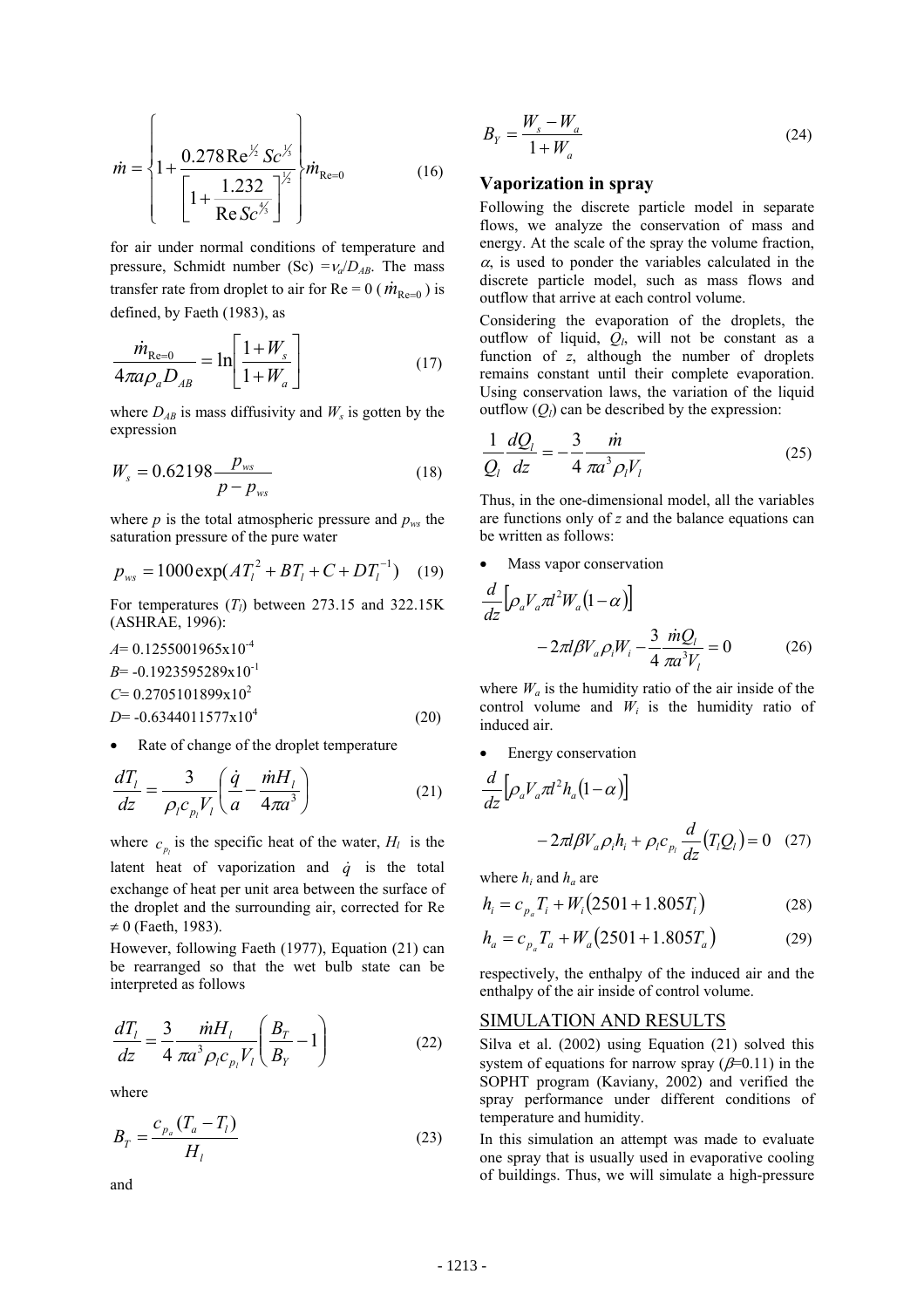$$\dot{m} = \left\{ 1 + \frac{0.278 \mathrm{Re}^{1/2} Sc^{1/3}}{\left[ 1 + \dfrac{1.232}{\mathrm{Re}\, Sc^{4/3}} \right]^{1/2}} \right\} \dot{m}_{\mathrm{Re}=0} \tag{16}$$

for air under normal conditions of temperature and pressure, Schmidt number (Sc) $=\nu_a/D_{AB}$. The mass transfer rate from droplet to air for Re = 0 ($\dot{m}_{\mathrm{Re}=0}$) is defined, by Faeth (1983), as

$$\frac{\dot{m}_{\mathrm{Re}=0}}{4\pi a \rho_a D_{AB}} = \ln\left[\frac{1+W_s}{1+W_a}\right] \tag{17}$$

where $D_{AB}$ is mass diffusivity and $W_s$ is gotten by the expression

$$W_s = 0.62198 \frac{p_{ws}}{p - p_{ws}} \tag{18}$$

where $p$ is the total atmospheric pressure and $p_{ws}$ the saturation pressure of the pure water

$$p_{ws} = 1000 \exp(AT_l^2 + BT_l + C + DT_l^{-1}) \tag{19}$$

For temperatures ($T_l$) between 273.15 and 322.15K (ASHRAE, 1996):

$A$= 0.1255001965x10$^{-4}$
$B$= -0.1923595289x10$^{-1}$
$C$= 0.2705101899x10$^{2}$
$D$= -0.6344011577x10$^{4}$ (20)

- Rate of change of the droplet temperature

$$\frac{dT_l}{dz} = \frac{3}{\rho_l c_{p_l} V_l}\left(\frac{\dot{q}}{a} - \frac{\dot{m}H_l}{4\pi a^3}\right) \tag{21}$$

where $c_{p_l}$ is the specific heat of the water, $H_l$ is the latent heat of vaporization and $\dot{q}$ is the total exchange of heat per unit area between the surface of the droplet and the surrounding air, corrected for Re $\neq 0$ (Faeth, 1983).

However, following Faeth (1977), Equation (21) can be rearranged so that the wet bulb state can be interpreted as follows

$$\frac{dT_l}{dz} = \frac{3}{4}\frac{\dot{m}H_l}{\pi a^3 \rho_l c_{p_l} V_l}\left(\frac{B_T}{B_Y} - 1\right) \tag{22}$$

where

$$B_T = \frac{c_{p_a}(T_a - T_l)}{H_l} \tag{23}$$

and

$$B_Y = \frac{W_s - W_a}{1 + W_a} \tag{24}$$

## Vaporization in spray

Following the discrete particle model in separate flows, we analyze the conservation of mass and energy. At the scale of the spray the volume fraction, $\alpha$, is used to ponder the variables calculated in the discrete particle model, such as mass flows and outflow that arrive at each control volume.

Considering the evaporation of the droplets, the outflow of liquid, $Q_l$, will not be constant as a function of $z$, although the number of droplets remains constant until their complete evaporation. Using conservation laws, the variation of the liquid outflow ($Q_l$) can be described by the expression:

$$\frac{1}{Q_l}\frac{dQ_l}{dz} = -\frac{3}{4}\frac{\dot{m}}{\pi a^3 \rho_l V_l} \tag{25}$$

Thus, in the one-dimensional model, all the variables are functions only of $z$ and the balance equations can be written as follows:

- Mass vapor conservation

$$\frac{d}{dz}\left[\rho_a V_a \pi l^2 W_a (1-\alpha)\right] - 2\pi l \beta V_a \rho_i W_i - \frac{3}{4}\frac{\dot{m}Q_l}{\pi a^3 V_l} = 0 \tag{26}$$

where $W_a$ is the humidity ratio of the air inside of the control volume and $W_i$ is the humidity ratio of induced air.

- Energy conservation

$$\frac{d}{dz}\left[\rho_a V_a \pi l^2 h_a (1-\alpha)\right] - 2\pi l \beta V_a \rho_i h_i + \rho_l c_{p_l}\frac{d}{dz}(T_l Q_l) = 0 \tag{27}$$

where $h_i$ and $h_a$ are

$$h_i = c_{p_a} T_i + W_i (2501 + 1.805 T_i) \tag{28}$$

$$h_a = c_{p_a} T_a + W_a (2501 + 1.805 T_a) \tag{29}$$

respectively, the enthalpy of the induced air and the enthalpy of the air inside of control volume.

## SIMULATION AND RESULTS

Silva et al. (2002) using Equation (21) solved this system of equations for narrow spray ($\beta$=0.11) in the SOPHT program (Kaviany, 2002) and verified the spray performance under different conditions of temperature and humidity.

In this simulation an attempt was made to evaluate one spray that is usually used in evaporative cooling of buildings. Thus, we will simulate a high-pressure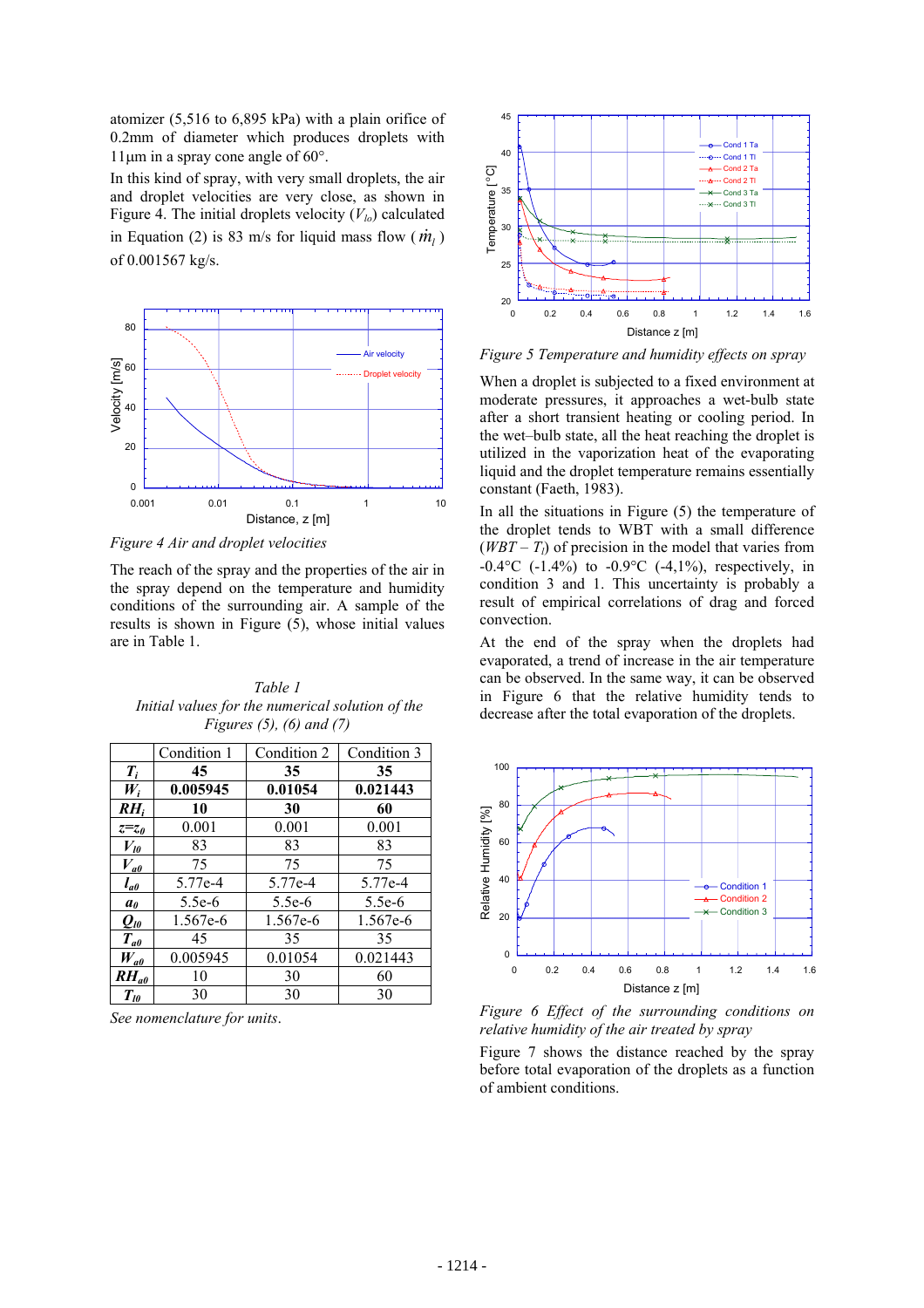atomizer (5,516 to 6,895 kPa) with a plain orifice of 0.2mm of diameter which produces droplets with 11µm in a spray cone angle of 60°.

In this kind of spray, with very small droplets, the air and droplet velocities are very close, as shown in Figure 4. The initial droplets velocity ($V_{lo}$) calculated in Equation (2) is 83 m/s for liquid mass flow ($\dot{m}_l$) of 0.001567 kg/s.

*Figure 4 Air and droplet velocities*

The reach of the spray and the properties of the air in the spray depend on the temperature and humidity conditions of the surrounding air. A sample of the results is shown in Figure (5), whose initial values are in Table 1.

*Table 1*
*Initial values for the numerical solution of the Figures (5), (6) and (7)*

| | Condition 1 | Condition 2 | Condition 3 |
|---|---|---|---|
| $T_i$ | **45** | **35** | **35** |
| $W_i$ | **0.005945** | **0.01054** | **0.021443** |
| $RH_i$ | **10** | **30** | **60** |
| $z=z_0$ | 0.001 | 0.001 | 0.001 |
| $V_{l0}$ | 83 | 83 | 83 |
| $V_{a0}$ | 75 | 75 | 75 |
| $l_{a0}$ | 5.77e-4 | 5.77e-4 | 5.77e-4 |
| $a_0$ | 5.5e-6 | 5.5e-6 | 5.5e-6 |
| $Q_{l0}$ | 1.567e-6 | 1.567e-6 | 1.567e-6 |
| $T_{a0}$ | 45 | 35 | 35 |
| $W_{a0}$ | 0.005945 | 0.01054 | 0.021443 |
| $RH_{a0}$ | 10 | 30 | 60 |
| $T_{l0}$ | 30 | 30 | 30 |

*See nomenclature for units.*

*Figure 5 Temperature and humidity effects on spray*

When a droplet is subjected to a fixed environment at moderate pressures, it approaches a wet-bulb state after a short transient heating or cooling period. In the wet–bulb state, all the heat reaching the droplet is utilized in the vaporization heat of the evaporating liquid and the droplet temperature remains essentially constant (Faeth, 1983).

In all the situations in Figure (5) the temperature of the droplet tends to WBT with a small difference ($WBT - T_l$) of precision in the model that varies from -0.4°C (-1.4%) to -0.9°C (-4,1%), respectively, in condition 3 and 1. This uncertainty is probably a result of empirical correlations of drag and forced convection.

At the end of the spray when the droplets had evaporated, a trend of increase in the air temperature can be observed. In the same way, it can be observed in Figure 6 that the relative humidity tends to decrease after the total evaporation of the droplets.

*Figure 6 Effect of the surrounding conditions on relative humidity of the air treated by spray*

Figure 7 shows the distance reached by the spray before total evaporation of the droplets as a function of ambient conditions.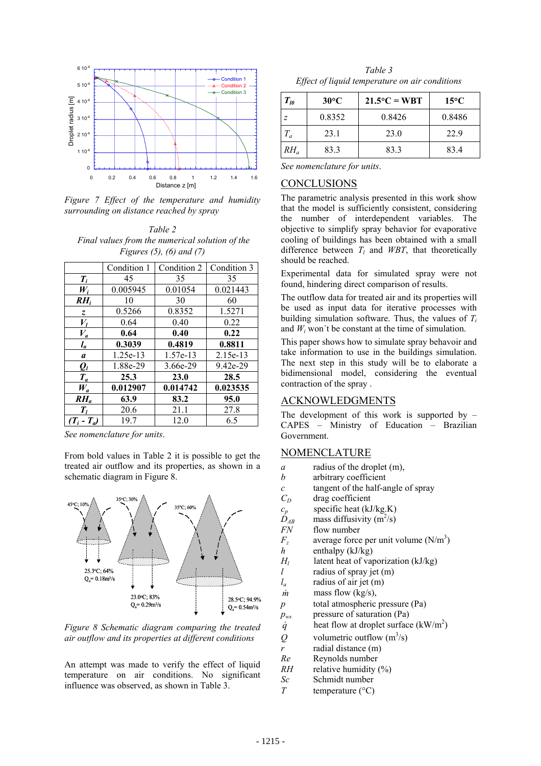Figure 7 *Effect of the temperature and humidity surrounding on distance reached by spray*

*Table 2*
*Final values from the numerical solution of the Figures (5), (6) and (7)*

| | Condition 1 | Condition 2 | Condition 3 |
|---|---|---|---|
| $T_i$ | 45 | 35 | 35 |
| $W_i$ | 0.005945 | 0.01054 | 0.021443 |
| $RH_i$ | 10 | 30 | 60 |
| $z$ | 0.5266 | 0.8352 | 1.5271 |
| $V_l$ | 0.64 | 0.40 | 0.22 |
| $V_a$ | **0.64** | **0.40** | **0.22** |
| $l_a$ | **0.3039** | **0.4819** | **0.8811** |
| $a$ | 1.25e-13 | 1.57e-13 | 2.15e-13 |
| $Q_l$ | 1.88e-29 | 3.66e-29 | 9.42e-29 |
| $T_a$ | **25.3** | **23.0** | **28.5** |
| $W_a$ | **0.012907** | **0.014742** | **0.023535** |
| $RH_a$ | **63.9** | **83.2** | **95.0** |
| $T_l$ | 20.6 | 21.1 | 27.8 |
| $(T_i - T_a)$ | 19.7 | 12.0 | 6.5 |

*See nomenclature for units.*

From bold values in Table 2 it is possible to get the treated air outflow and its properties, as shown in a schematic diagram in Figure 8.

*Figure 8 Schematic diagram comparing the treated air outflow and its properties at different conditions*

An attempt was made to verify the effect of liquid temperature on air conditions. No significant influence was observed, as shown in Table 3.

*Table 3*
*Effect of liquid temperature on air conditions*

| $T_{l0}$ | 30°C | 21.5°C = WBT | 15°C |
|---|---|---|---|
| $z$ | 0.8352 | 0.8426 | 0.8486 |
| $T_a$ | 23.1 | 23.0 | 22.9 |
| $RH_a$ | 83.3 | 83.3 | 83.4 |

*See nomenclature for units.*

## CONCLUSIONS

The parametric analysis presented in this work show that the model is sufficiently consistent, considering the number of interdependent variables. The objective to simplify spray behavior for evaporative cooling of buildings has been obtained with a small difference between $T_l$ and *WBT*, that theoretically should be reached.

Experimental data for simulated spray were not found, hindering direct comparison of results.

The outflow data for treated air and its properties will be used as input data for iterative processes with building simulation software. Thus, the values of $T_i$ and $W_i$ won´t be constant at the time of simulation.

This paper shows how to simulate spray behavoir and take information to use in the buildings simulation. The next step in this study will be to elaborate a bidimensional model, considering the eventual contraction of the spray .

## ACKNOWLEDGMENTS

The development of this work is supported by – CAPES – Ministry of Education – Brazilian Government.

## NOMENCLATURE

| | |
|---|---|
| $a$ | radius of the droplet (m), |
| $b$ | arbitrary coefficient |
| $c$ | tangent of the half-angle of spray |
| $C_D$ | drag coefficient |
| $c_p$ | specific heat (kJ/kg.K) |
| $D_{AB}$ | mass diffusivity ($m^2$/s) |
| $FN$ | flow number |
| $F_z$ | average force per unit volume ($N/m^3$) |
| $h$ | enthalpy (kJ/kg) |
| $H_l$ | latent heat of vaporization (kJ/kg) |
| $l$ | radius of spray jet (m) |
| $l_a$ | radius of air jet (m) |
| $\dot{m}$ | mass flow (kg/s), |
| $p$ | total atmospheric pressure (Pa) |
| $p_{ws}$ | pressure of saturation (Pa) |
| $\dot{q}$ | heat flow at droplet surface ($kW/m^2$) |
| $Q$ | volumetric outflow ($m^3$/s) |
| $r$ | radial distance (m) |
| $Re$ | Reynolds number |
| $RH$ | relative humidity (%) |
| $Sc$ | Schmidt number |
| $T$ | temperature (°C) |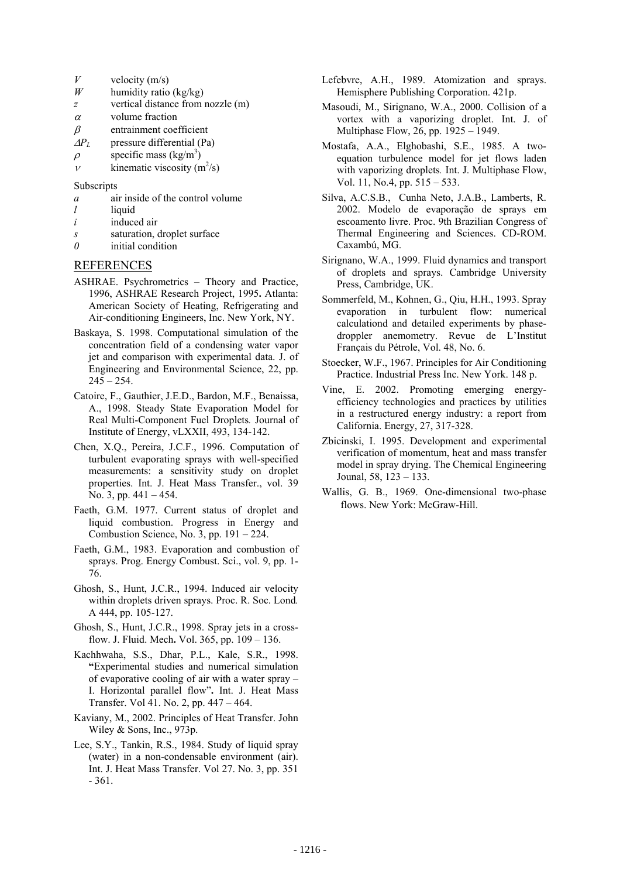$V$ velocity (m/s)
$W$ humidity ratio (kg/kg)
$z$ vertical distance from nozzle (m)
$\alpha$ volume fraction
$\beta$ entrainment coefficient
$\Delta P_L$ pressure differential (Pa)
$\rho$ specific mass (kg/m$^3$)
$\nu$ kinematic viscosity (m$^2$/s)

Subscripts

$a$ air inside of the control volume
$l$ liquid
$i$ induced air
$s$ saturation, droplet surface
$0$ initial condition

## REFERENCES

ASHRAE. Psychrometrics – Theory and Practice, 1996, ASHRAE Research Project, 1995**.** Atlanta: American Society of Heating, Refrigerating and Air-conditioning Engineers, Inc. New York, NY.

Baskaya, S. 1998. Computational simulation of the concentration field of a condensing water vapor jet and comparison with experimental data. J. of Engineering and Environmental Science, 22, pp. 245 – 254.

Catoire, F., Gauthier, J.E.D., Bardon, M.F., Benaissa, A., 1998. Steady State Evaporation Model for Real Multi-Component Fuel Droplets*.* Journal of Institute of Energy, vLXXII, 493, 134-142.

Chen, X.Q., Pereira, J.C.F., 1996. Computation of turbulent evaporating sprays with well-specified measurements: a sensitivity study on droplet properties. Int. J. Heat Mass Transfer., vol. 39 No. 3, pp. 441 – 454.

Faeth, G.M. 1977. Current status of droplet and liquid combustion. Progress in Energy and Combustion Science, No. 3, pp. 191 – 224.

Faeth, G.M., 1983. Evaporation and combustion of sprays. Prog. Energy Combust. Sci., vol. 9, pp. 1-76.

Ghosh, S., Hunt, J.C.R., 1994. Induced air velocity within droplets driven sprays. Proc. R. Soc. Lond*.* A 444, pp. 105-127.

Ghosh, S., Hunt, J.C.R., 1998. Spray jets in a cross-flow. J. Fluid. Mech**.** Vol. 365, pp. 109 – 136.

Kachhwaha, S.S., Dhar, P.L., Kale, S.R., 1998. **"**Experimental studies and numerical simulation of evaporative cooling of air with a water spray – I. Horizontal parallel flow"**.** Int. J. Heat Mass Transfer. Vol 41. No. 2, pp. 447 – 464.

Kaviany, M., 2002. Principles of Heat Transfer. John Wiley & Sons, Inc., 973p.

Lee, S.Y., Tankin, R.S., 1984. Study of liquid spray (water) in a non-condensable environment (air). Int. J. Heat Mass Transfer. Vol 27. No. 3, pp. 351 - 361.

Lefebvre, A.H., 1989. Atomization and sprays. Hemisphere Publishing Corporation. 421p.

Masoudi, M., Sirignano, W.A., 2000. Collision of a vortex with a vaporizing droplet. Int. J. of Multiphase Flow, 26, pp. 1925 – 1949.

Mostafa, A.A., Elghobashi, S.E., 1985. A two-equation turbulence model for jet flows laden with vaporizing droplets*.* Int. J. Multiphase Flow, Vol. 11, No.4, pp. 515 – 533.

Silva, A.C.S.B., Cunha Neto, J.A.B., Lamberts, R. 2002. Modelo de evaporação de sprays em escoamento livre. Proc. 9th Brazilian Congress of Thermal Engineering and Sciences. CD-ROM. Caxambú, MG.

Sirignano, W.A., 1999. Fluid dynamics and transport of droplets and sprays. Cambridge University Press, Cambridge, UK.

Sommerfeld, M., Kohnen, G., Qiu, H.H., 1993. Spray evaporation in turbulent flow: numerical calculationd and detailed experiments by phase-droppler anemometry. Revue de L'Institut Français du Pétrole, Vol. 48, No. 6.

Stoecker, W.F., 1967. Principles for Air Conditioning Practice. Industrial Press Inc. New York. 148 p.

Vine, E. 2002. Promoting emerging energy-efficiency technologies and practices by utilities in a restructured energy industry: a report from California. Energy, 27, 317-328.

Zbicinski, I. 1995. Development and experimental verification of momentum, heat and mass transfer model in spray drying. The Chemical Engineering Jounal, 58, 123 – 133.

Wallis, G. B., 1969. One-dimensional two-phase flows. New York: McGraw-Hill.